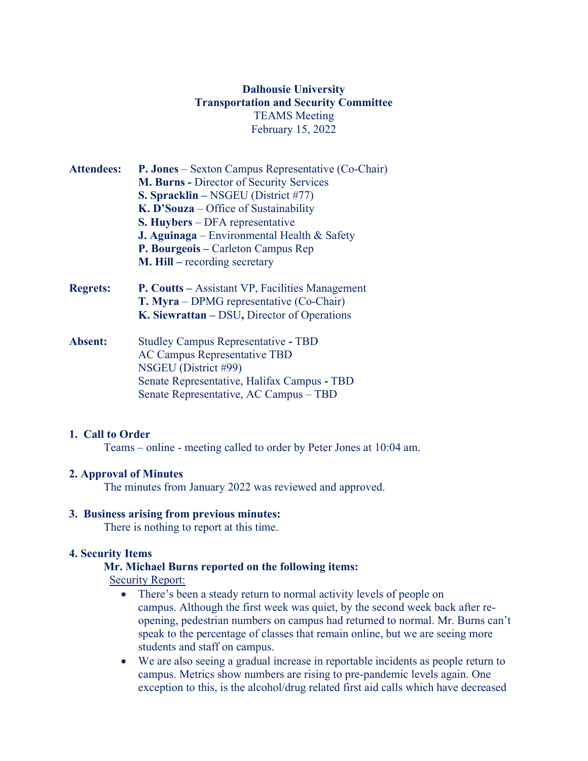**Dalhousie University**
**Transportation and Security Committee**
TEAMS Meeting
February 15, 2022

| | |
|---|---|
| **Attendees:** | **P. Jones** – Sexton Campus Representative (Co-Chair) |
| | **M. Burns -** Director of Security Services |
| | **S. Spracklin –** NSGEU (District #77) |
| | **K. D'Souza** – Office of Sustainability |
| | **S. Huybers** – DFA representative |
| | **J. Aguinaga** – Environmental Health & Safety |
| | **P. Bourgeois –** Carleton Campus Rep |
| | **M. Hill –** recording secretary |
| **Regrets:** | **P. Coutts –** Assistant VP, Facilities Management |
| | **T. Myra** – DPMG representative (Co-Chair) |
| | **K. Siewrattan –** DSU**,** Director of Operations |
| **Absent:** | Studley Campus Representative **-** TBD |
| | AC Campus Representative TBD |
| | NSGEU (District #99) |
| | Senate Representative, Halifax Campus **-** TBD |
| | Senate Representative, AC Campus – TBD |

## 1. Call to Order

Teams – online - meeting called to order by Peter Jones at 10:04 am.

## 2. Approval of Minutes

The minutes from January 2022 was reviewed and approved.

## 3. Business arising from previous minutes:

There is nothing to report at this time.

## 4. Security Items

**Mr. Michael Burns reported on the following items:**

Security Report:

- There's been a steady return to normal activity levels of people on campus. Although the first week was quiet, by the second week back after re-opening, pedestrian numbers on campus had returned to normal. Mr. Burns can't speak to the percentage of classes that remain online, but we are seeing more students and staff on campus.
- We are also seeing a gradual increase in reportable incidents as people return to campus. Metrics show numbers are rising to pre-pandemic levels again. One exception to this, is the alcohol/drug related first aid calls which have decreased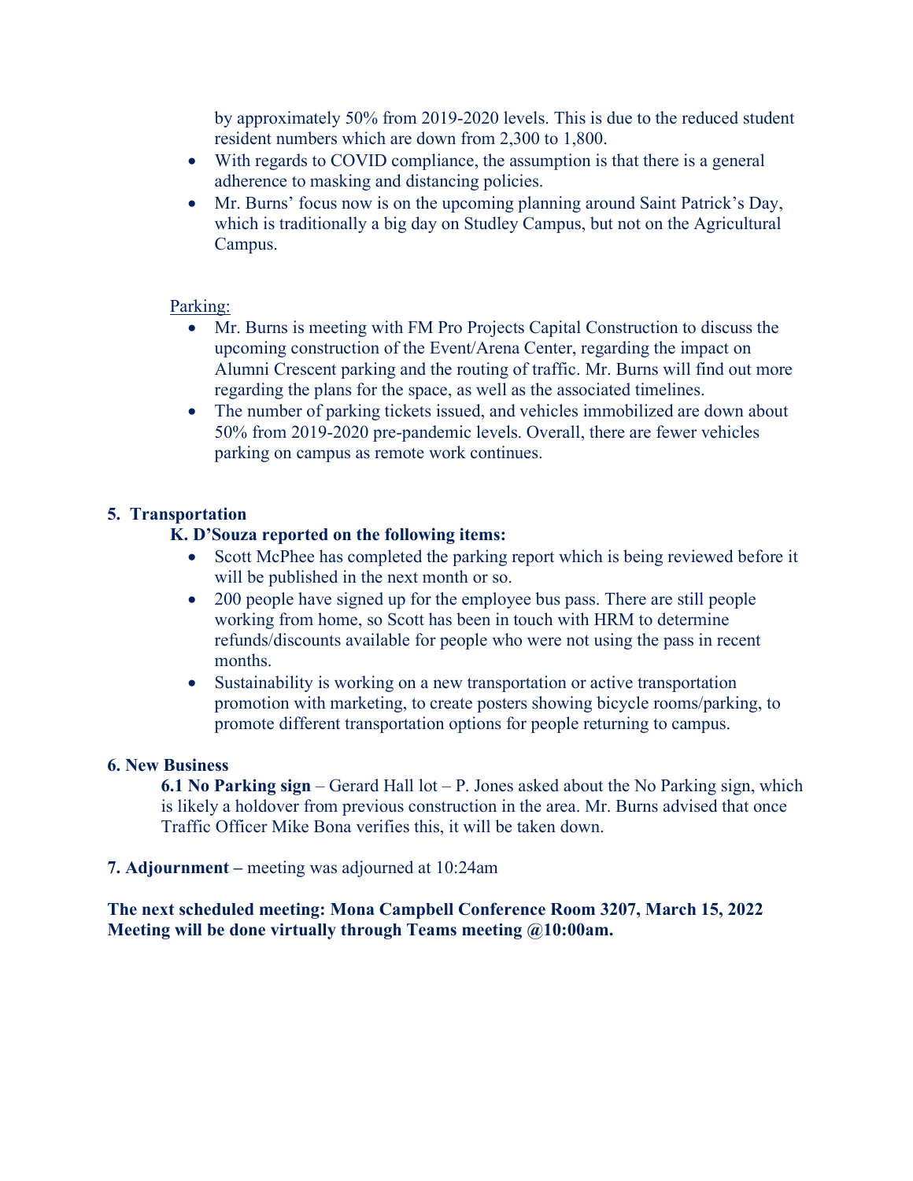by approximately 50% from 2019-2020 levels. This is due to the reduced student resident numbers which are down from 2,300 to 1,800.

- With regards to COVID compliance, the assumption is that there is a general adherence to masking and distancing policies.
- Mr. Burns' focus now is on the upcoming planning around Saint Patrick's Day, which is traditionally a big day on Studley Campus, but not on the Agricultural Campus.

<u>Parking:</u>

- Mr. Burns is meeting with FM Pro Projects Capital Construction to discuss the upcoming construction of the Event/Arena Center, regarding the impact on Alumni Crescent parking and the routing of traffic. Mr. Burns will find out more regarding the plans for the space, as well as the associated timelines.
- The number of parking tickets issued, and vehicles immobilized are down about 50% from 2019-2020 pre-pandemic levels. Overall, there are fewer vehicles parking on campus as remote work continues.

**5. Transportation**

**K. D'Souza reported on the following items:**

- Scott McPhee has completed the parking report which is being reviewed before it will be published in the next month or so.
- 200 people have signed up for the employee bus pass. There are still people working from home, so Scott has been in touch with HRM to determine refunds/discounts available for people who were not using the pass in recent months.
- Sustainability is working on a new transportation or active transportation promotion with marketing, to create posters showing bicycle rooms/parking, to promote different transportation options for people returning to campus.

**6. New Business**

**6.1 No Parking sign** – Gerard Hall lot – P. Jones asked about the No Parking sign, which is likely a holdover from previous construction in the area. Mr. Burns advised that once Traffic Officer Mike Bona verifies this, it will be taken down.

**7. Adjournment –** meeting was adjourned at 10:24am

**The next scheduled meeting: Mona Campbell Conference Room 3207, March 15, 2022**
**Meeting will be done virtually through Teams meeting @10:00am.**